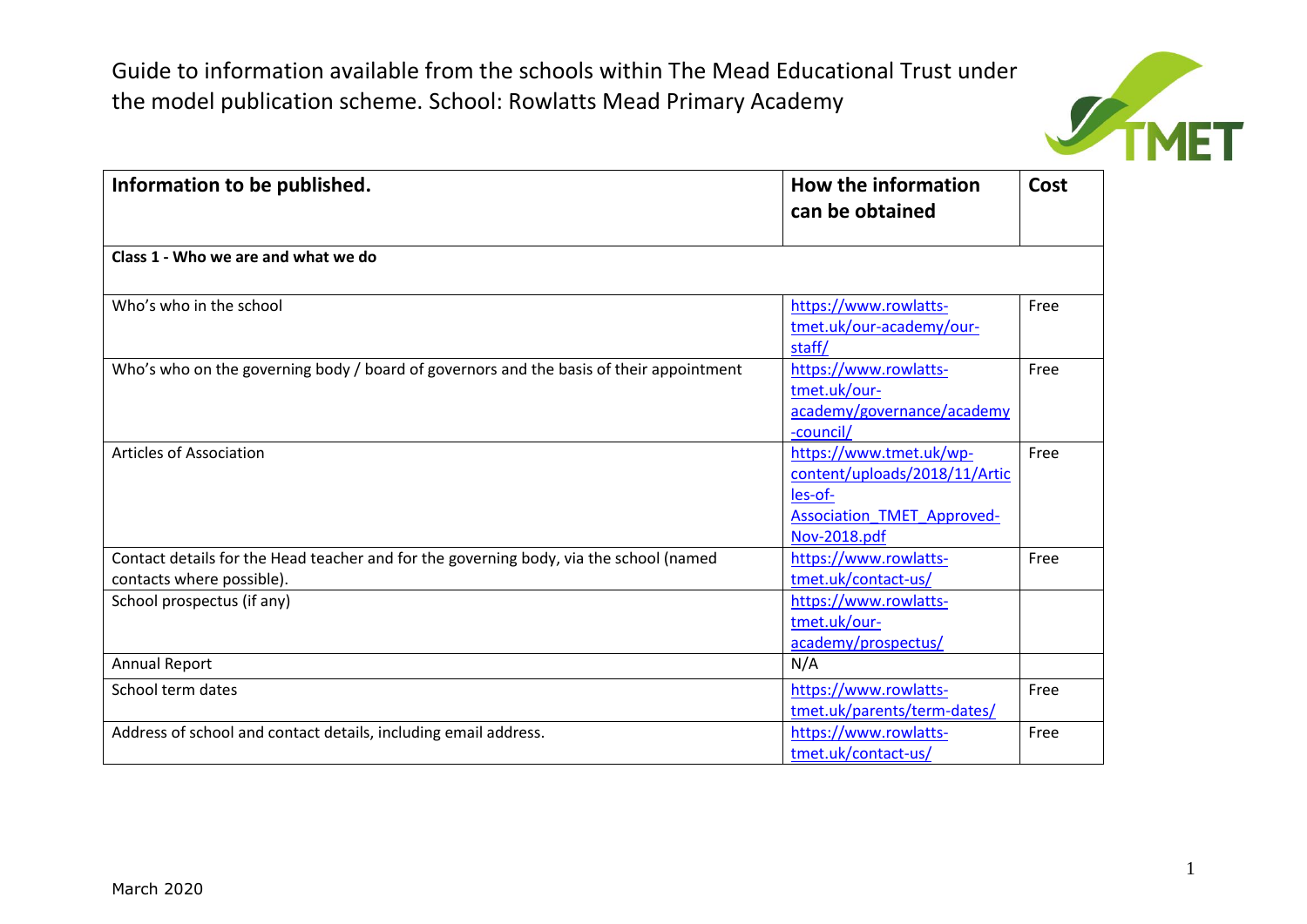Guide to information available from the schools within The Mead Educational Trust under the model publication scheme. School: Rowlatts Mead Primary Academy

| Information to be published. | How the information can be obtained | Cost |
|---|---|---|
| **Class 1 - Who we are and what we do** | | |
| Who's who in the school | https://www.rowlatts-tmet.uk/our-academy/our-staff/ | Free |
| Who's who on the governing body / board of governors and the basis of their appointment | https://www.rowlatts-tmet.uk/our-academy/governance/academy-council/ | Free |
| Articles of Association | https://www.tmet.uk/wp-content/uploads/2018/11/Articles-of-Association_TMET_Approved-Nov-2018.pdf | Free |
| Contact details for the Head teacher and for the governing body, via the school (named contacts where possible). | https://www.rowlatts-tmet.uk/contact-us/ | Free |
| School prospectus (if any) | https://www.rowlatts-tmet.uk/our-academy/prospectus/ | |
| Annual Report | N/A | |
| School term dates | https://www.rowlatts-tmet.uk/parents/term-dates/ | Free |
| Address of school and contact details, including email address. | https://www.rowlatts-tmet.uk/contact-us/ | Free |

March 2020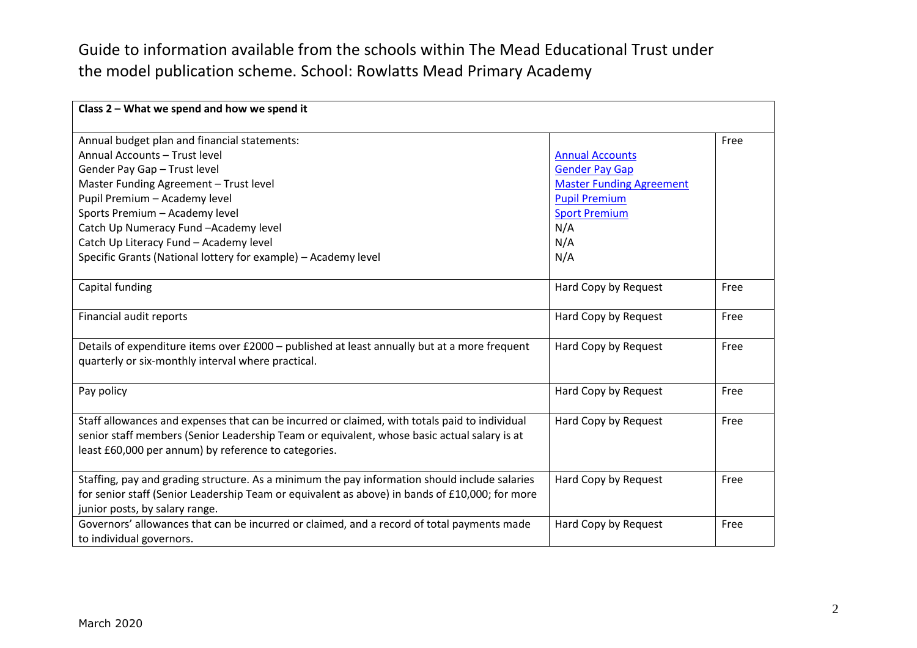Guide to information available from the schools within The Mead Educational Trust under the model publication scheme. School: Rowlatts Mead Primary Academy

| Class 2 – What we spend and how we spend it | | |
|---|---|---|
| Annual budget plan and financial statements:<br>Annual Accounts – Trust level<br>Gender Pay Gap – Trust level<br>Master Funding Agreement – Trust level<br>Pupil Premium – Academy level<br>Sports Premium – Academy level<br>Catch Up Numeracy Fund –Academy level<br>Catch Up Literacy Fund – Academy level<br>Specific Grants (National lottery for example) – Academy level | <br>Annual Accounts<br>Gender Pay Gap<br>Master Funding Agreement<br>Pupil Premium<br>Sport Premium<br>N/A<br>N/A<br>N/A | Free |
| Capital funding | Hard Copy by Request | Free |
| Financial audit reports | Hard Copy by Request | Free |
| Details of expenditure items over £2000 – published at least annually but at a more frequent quarterly or six-monthly interval where practical. | Hard Copy by Request | Free |
| Pay policy | Hard Copy by Request | Free |
| Staff allowances and expenses that can be incurred or claimed, with totals paid to individual senior staff members (Senior Leadership Team or equivalent, whose basic actual salary is at least £60,000 per annum) by reference to categories. | Hard Copy by Request | Free |
| Staffing, pay and grading structure. As a minimum the pay information should include salaries for senior staff (Senior Leadership Team or equivalent as above) in bands of £10,000; for more junior posts, by salary range. | Hard Copy by Request | Free |
| Governors' allowances that can be incurred or claimed, and a record of total payments made to individual governors. | Hard Copy by Request | Free |

March 2020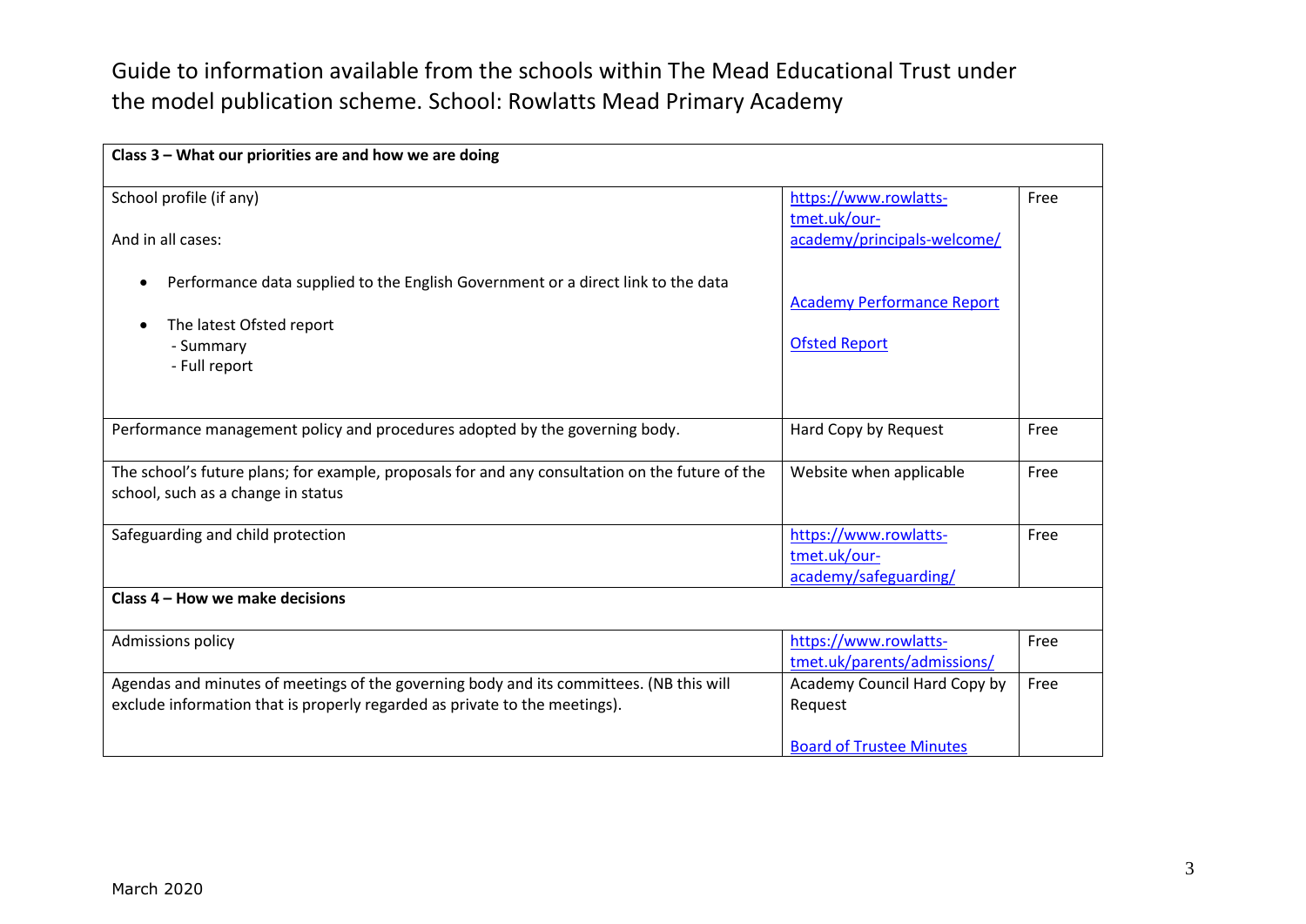Guide to information available from the schools within The Mead Educational Trust under the model publication scheme. School: Rowlatts Mead Primary Academy

| **Class 3 – What our priorities are and how we are doing** | | |
|---|---|---|
| School profile (if any)<br><br>And in all cases:<br><br>• Performance data supplied to the English Government or a direct link to the data<br><br>• The latest Ofsted report<br>- Summary<br>- Full report | https://www.rowlatts-tmet.uk/our-academy/principals-welcome/<br><br>Academy Performance Report<br><br>Ofsted Report | Free |
| Performance management policy and procedures adopted by the governing body. | Hard Copy by Request | Free |
| The school's future plans; for example, proposals for and any consultation on the future of the school, such as a change in status | Website when applicable | Free |
| Safeguarding and child protection | https://www.rowlatts-tmet.uk/our-academy/safeguarding/ | Free |
| **Class 4 – How we make decisions** | | |
| Admissions policy | https://www.rowlatts-tmet.uk/parents/admissions/ | Free |
| Agendas and minutes of meetings of the governing body and its committees. (NB this will exclude information that is properly regarded as private to the meetings). | Academy Council Hard Copy by Request<br><br>Board of Trustee Minutes | Free |

March 2020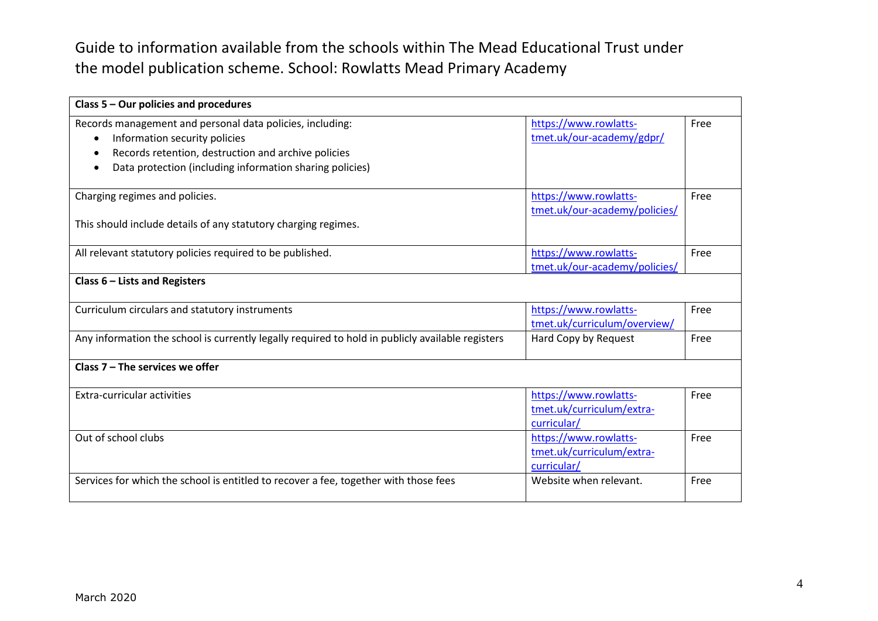Guide to information available from the schools within The Mead Educational Trust under the model publication scheme. School: Rowlatts Mead Primary Academy

| Class 5 – Our policies and procedures | | |
|---|---|---|
| Records management and personal data policies, including:<br>• Information security policies<br>• Records retention, destruction and archive policies<br>• Data protection (including information sharing policies) | https://www.rowlatts-tmet.uk/our-academy/gdpr/ | Free |
| Charging regimes and policies.<br><br>This should include details of any statutory charging regimes. | https://www.rowlatts-tmet.uk/our-academy/policies/ | Free |
| All relevant statutory policies required to be published. | https://www.rowlatts-tmet.uk/our-academy/policies/ | Free |
| **Class 6 – Lists and Registers** | | |
| Curriculum circulars and statutory instruments | https://www.rowlatts-tmet.uk/curriculum/overview/ | Free |
| Any information the school is currently legally required to hold in publicly available registers | Hard Copy by Request | Free |
| **Class 7 – The services we offer** | | |
| Extra-curricular activities | https://www.rowlatts-tmet.uk/curriculum/extra-curricular/ | Free |
| Out of school clubs | https://www.rowlatts-tmet.uk/curriculum/extra-curricular/ | Free |
| Services for which the school is entitled to recover a fee, together with those fees | Website when relevant. | Free |

March 2020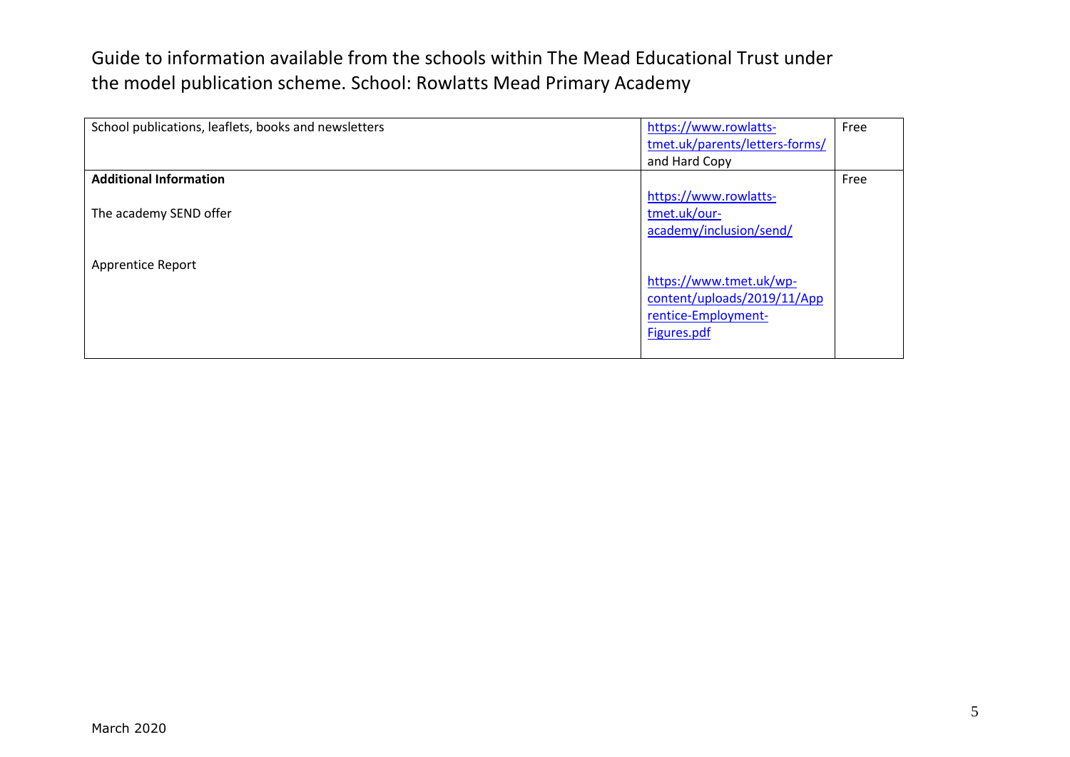Guide to information available from the schools within The Mead Educational Trust under the model publication scheme. School: Rowlatts Mead Primary Academy

| | | |
|---|---|---|
| School publications, leaflets, books and newsletters | https://www.rowlatts-tmet.uk/parents/letters-forms/ and Hard Copy | Free |
| **Additional Information**<br><br>The academy SEND offer<br><br>Apprentice Report | https://www.rowlatts-tmet.uk/our-academy/inclusion/send/<br><br>https://www.tmet.uk/wp-content/uploads/2019/11/Apprentice-Employment-Figures.pdf | Free |

March 2020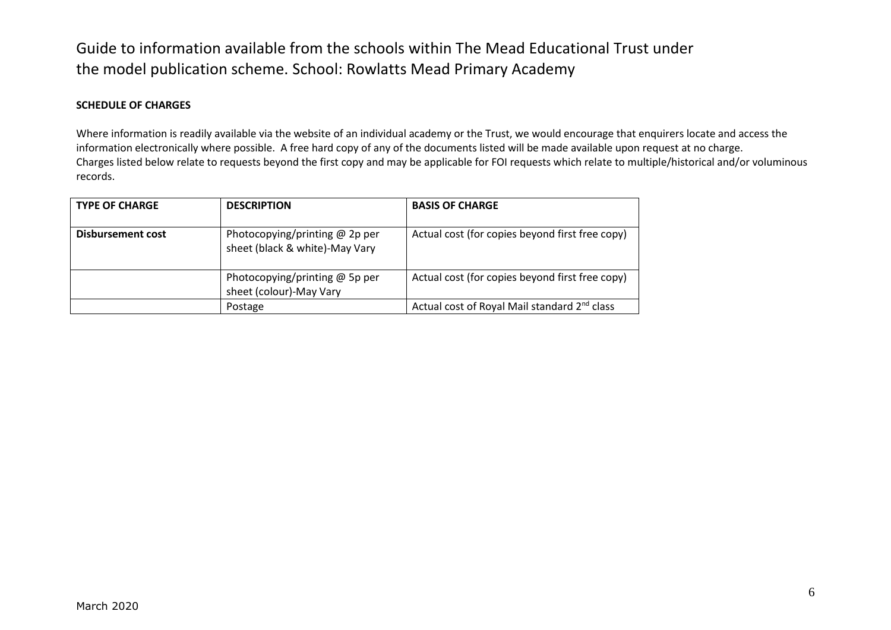# Guide to information available from the schools within The Mead Educational Trust under the model publication scheme. School: Rowlatts Mead Primary Academy

**SCHEDULE OF CHARGES**

Where information is readily available via the website of an individual academy or the Trust, we would encourage that enquirers locate and access the information electronically where possible. A free hard copy of any of the documents listed will be made available upon request at no charge.
Charges listed below relate to requests beyond the first copy and may be applicable for FOI requests which relate to multiple/historical and/or voluminous records.

| TYPE OF CHARGE | DESCRIPTION | BASIS OF CHARGE |
|---|---|---|
| **Disbursement cost** | Photocopying/printing @ 2p per sheet (black & white)-May Vary | Actual cost (for copies beyond first free copy) |
| | Photocopying/printing @ 5p per sheet (colour)-May Vary | Actual cost (for copies beyond first free copy) |
| | Postage | Actual cost of Royal Mail standard 2nd class |

March 2020